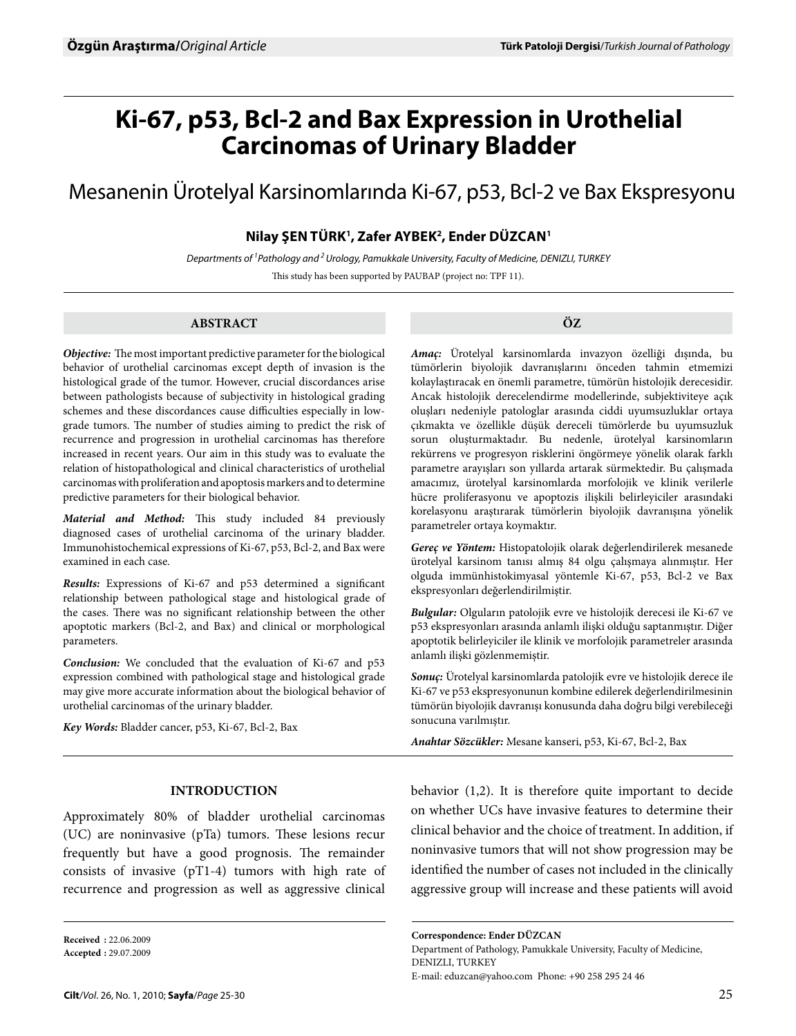Özgün Araştırma/*Original Article*

# Ki-67, p53, Bcl-2 and Bax Expression in Urothelial Carcinomas of Urinary Bladder

## Mesanenin Ürotelyal Karsinomlarında Ki-67, p53, Bcl-2 ve Bax Ekspresyonu

**Nilay ŞEN TÜRK[1], Zafer AYBEK[2], Ender DÜZCAN[1]**

*Departments of [1]Pathology and [2]Urology, Pamukkale University, Faculty of Medicine, DENIZLI, TURKEY*

This study has been supported by PAUBAP (project no: TPF 11).

### ABSTRACT

***Objective:*** The most important predictive parameter for the biological behavior of urothelial carcinomas except depth of invasion is the histological grade of the tumor. However, crucial discordances arise between pathologists because of subjectivity in histological grading schemes and these discordances cause difficulties especially in low-grade tumors. The number of studies aiming to predict the risk of recurrence and progression in urothelial carcinomas has therefore increased in recent years. Our aim in this study was to evaluate the relation of histopathological and clinical characteristics of urothelial carcinomas with proliferation and apoptosis markers and to determine predictive parameters for their biological behavior.

***Material and Method:*** This study included 84 previously diagnosed cases of urothelial carcinoma of the urinary bladder. Immunohistochemical expressions of Ki-67, p53, Bcl-2, and Bax were examined in each case.

***Results:*** Expressions of Ki-67 and p53 determined a significant relationship between pathological stage and histological grade of the cases. There was no significant relationship between the other apoptotic markers (Bcl-2, and Bax) and clinical or morphological parameters.

***Conclusion:*** We concluded that the evaluation of Ki-67 and p53 expression combined with pathological stage and histological grade may give more accurate information about the biological behavior of urothelial carcinomas of the urinary bladder.

***Key Words:*** Bladder cancer, p53, Ki-67, Bcl-2, Bax

### ÖZ

***Amaç:*** Ürotelyal karsinomlarda invazyon özelliği dışında, bu tümörlerin biyolojik davranışlarını önceden tahmin etmemizi kolaylaştıracak en önemli parametre, tümörün histolojik derecesidir. Ancak histolojik derecelendirme modellerinde, subjektiviteye açık oluşları nedeniyle patologlar arasında ciddi uyumsuzluklar ortaya çıkmakta ve özellikle düşük dereceli tümörlerde bu uyumsuzluk sorun oluşturmaktadır. Bu nedenle, ürotelyal karsinomların rekürrens ve progresyon risklerini öngörmeye yönelik olarak farklı parametre arayışları son yıllarda artarak sürmektedir. Bu çalışmada amacımız, ürotelyal karsinomlarda morfolojik ve klinik verilerle hücre proliferasyonu ve apoptozis ilişkili belirleyiciler arasındaki korelasyonu araştırarak tümörlerin biyolojik davranışına yönelik parametreler ortaya koymaktır.

***Gereç ve Yöntem:*** Histopatolojik olarak değerlendirilerek mesanede ürotelyal karsinom tanısı almış 84 olgu çalışmaya alınmıştır. Her olguda immünhistokimyasal yöntemle Ki-67, p53, Bcl-2 ve Bax ekspresyonları değerlendirilmiştir.

***Bulgular:*** Olguların patolojik evre ve histolojik derecesi ile Ki-67 ve p53 ekspresyonları arasında anlamlı ilişki olduğu saptanmıştır. Diğer apoptotik belirleyiciler ile klinik ve morfolojik parametreler arasında anlamlı ilişki gözlenmemiştir.

***Sonuç:*** Ürotelyal karsinomlarda patolojik evre ve histolojik derece ile Ki-67 ve p53 ekspresyonunun kombine edilerek değerlendirilmesinin tümörün biyolojik davranışı konusunda daha doğru bilgi verebileceği sonucuna varılmıştır.

***Anahtar Sözcükler:*** Mesane kanseri, p53, Ki-67, Bcl-2, Bax

### INTRODUCTION

Approximately 80% of bladder urothelial carcinomas (UC) are noninvasive (pTa) tumors. These lesions recur frequently but have a good prognosis. The remainder consists of invasive (pT1-4) tumors with high rate of recurrence and progression as well as aggressive clinical behavior (1,2). It is therefore quite important to decide on whether UCs have invasive features to determine their clinical behavior and the choice of treatment. In addition, if noninvasive tumors that will not show progression may be identified the number of cases not included in the clinically aggressive group will increase and these patients will avoid

**Received :** 22.06.2009
**Accepted :** 29.07.2009

**Correspondence: Ender DÜZCAN**
Department of Pathology, Pamukkale University, Faculty of Medicine, DENIZLI, TURKEY
E-mail: eduzcan@yahoo.com Phone: +90 258 295 24 46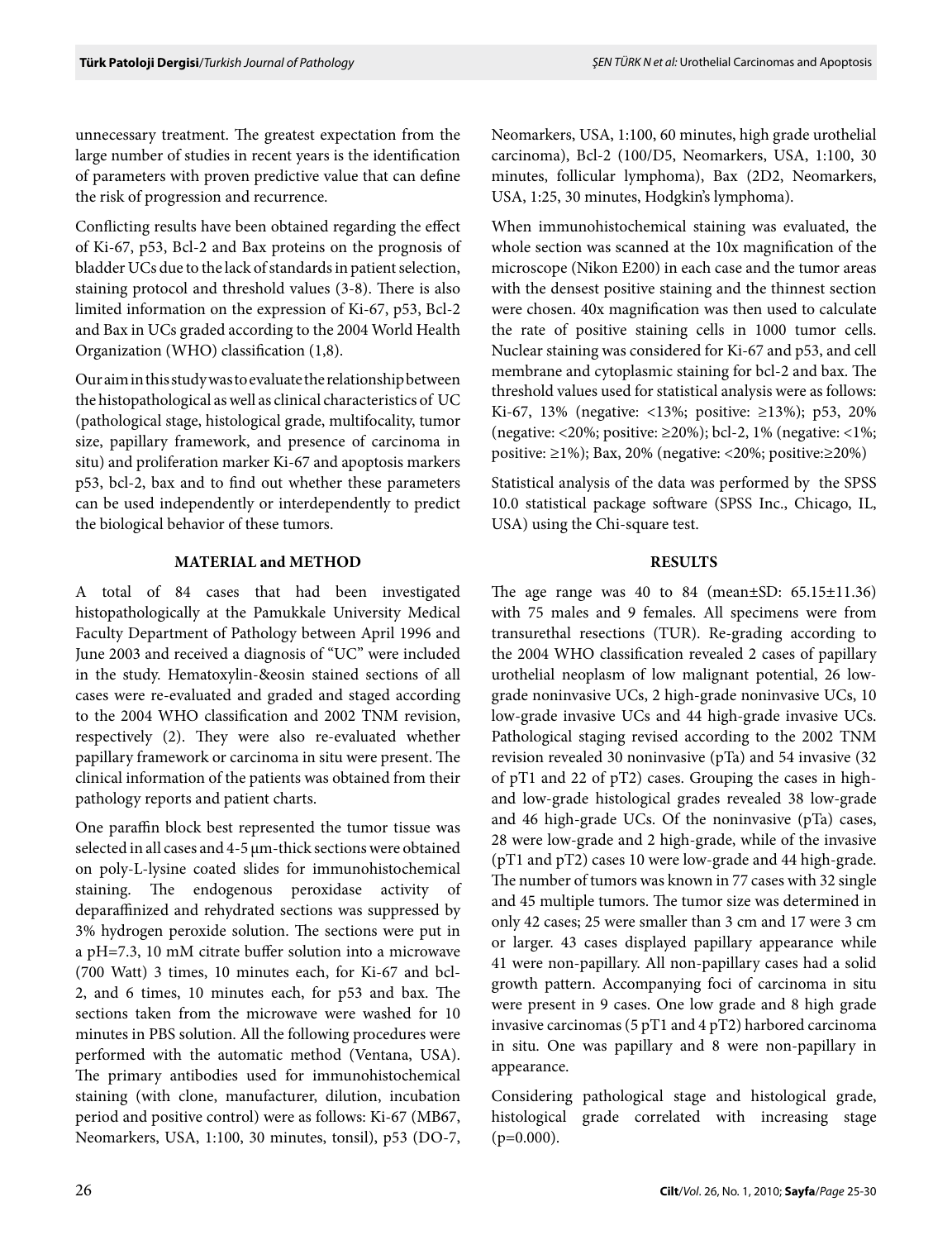unnecessary treatment. The greatest expectation from the large number of studies in recent years is the identification of parameters with proven predictive value that can define the risk of progression and recurrence.

Conflicting results have been obtained regarding the effect of Ki-67, p53, Bcl-2 and Bax proteins on the prognosis of bladder UCs due to the lack of standards in patient selection, staining protocol and threshold values (3-8). There is also limited information on the expression of Ki-67, p53, Bcl-2 and Bax in UCs graded according to the 2004 World Health Organization (WHO) classification (1,8).

Our aim in this study was to evaluate the relationship between the histopathological as well as clinical characteristics of UC (pathological stage, histological grade, multifocality, tumor size, papillary framework, and presence of carcinoma in situ) and proliferation marker Ki-67 and apoptosis markers p53, bcl-2, bax and to find out whether these parameters can be used independently or interdependently to predict the biological behavior of these tumors.

## MATERIAL and METHOD

A total of 84 cases that had been investigated histopathologically at the Pamukkale University Medical Faculty Department of Pathology between April 1996 and June 2003 and received a diagnosis of "UC" were included in the study. Hematoxylin-&eosin stained sections of all cases were re-evaluated and graded and staged according to the 2004 WHO classification and 2002 TNM revision, respectively (2). They were also re-evaluated whether papillary framework or carcinoma in situ were present. The clinical information of the patients was obtained from their pathology reports and patient charts.

One paraffin block best represented the tumor tissue was selected in all cases and 4-5 μm-thick sections were obtained on poly-L-lysine coated slides for immunohistochemical staining. The endogenous peroxidase activity of deparaffinized and rehydrated sections was suppressed by 3% hydrogen peroxide solution. The sections were put in a pH=7.3, 10 mM citrate buffer solution into a microwave (700 Watt) 3 times, 10 minutes each, for Ki-67 and bcl-2, and 6 times, 10 minutes each, for p53 and bax. The sections taken from the microwave were washed for 10 minutes in PBS solution. All the following procedures were performed with the automatic method (Ventana, USA). The primary antibodies used for immunohistochemical staining (with clone, manufacturer, dilution, incubation period and positive control) were as follows: Ki-67 (MB67, Neomarkers, USA, 1:100, 30 minutes, tonsil), p53 (DO-7, Neomarkers, USA, 1:100, 60 minutes, high grade urothelial carcinoma), Bcl-2 (100/D5, Neomarkers, USA, 1:100, 30 minutes, follicular lymphoma), Bax (2D2, Neomarkers, USA, 1:25, 30 minutes, Hodgkin's lymphoma).

When immunohistochemical staining was evaluated, the whole section was scanned at the 10x magnification of the microscope (Nikon E200) in each case and the tumor areas with the densest positive staining and the thinnest section were chosen. 40x magnification was then used to calculate the rate of positive staining cells in 1000 tumor cells. Nuclear staining was considered for Ki-67 and p53, and cell membrane and cytoplasmic staining for bcl-2 and bax. The threshold values used for statistical analysis were as follows: Ki-67, 13% (negative: <13%; positive: ≥13%); p53, 20% (negative: <20%; positive: ≥20%); bcl-2, 1% (negative: <1%; positive: ≥1%); Bax, 20% (negative: <20%; positive:≥20%)

Statistical analysis of the data was performed by the SPSS 10.0 statistical package software (SPSS Inc., Chicago, IL, USA) using the Chi-square test.

## RESULTS

The age range was 40 to 84 (mean±SD: 65.15±11.36) with 75 males and 9 females. All specimens were from transurethral resections (TUR). Re-grading according to the 2004 WHO classification revealed 2 cases of papillary urothelial neoplasm of low malignant potential, 26 low-grade noninvasive UCs, 2 high-grade noninvasive UCs, 10 low-grade invasive UCs and 44 high-grade invasive UCs. Pathological staging revised according to the 2002 TNM revision revealed 30 noninvasive (pTa) and 54 invasive (32 of pT1 and 22 of pT2) cases. Grouping the cases in high- and low-grade histological grades revealed 38 low-grade and 46 high-grade UCs. Of the noninvasive (pTa) cases, 28 were low-grade and 2 high-grade, while of the invasive (pT1 and pT2) cases 10 were low-grade and 44 high-grade. The number of tumors was known in 77 cases with 32 single and 45 multiple tumors. The tumor size was determined in only 42 cases; 25 were smaller than 3 cm and 17 were 3 cm or larger. 43 cases displayed papillary appearance while 41 were non-papillary. All non-papillary cases had a solid growth pattern. Accompanying foci of carcinoma in situ were present in 9 cases. One low grade and 8 high grade invasive carcinomas (5 pT1 and 4 pT2) harbored carcinoma in situ. One was papillary and 8 were non-papillary in appearance.

Considering pathological stage and histological grade, histological grade correlated with increasing stage (p=0.000).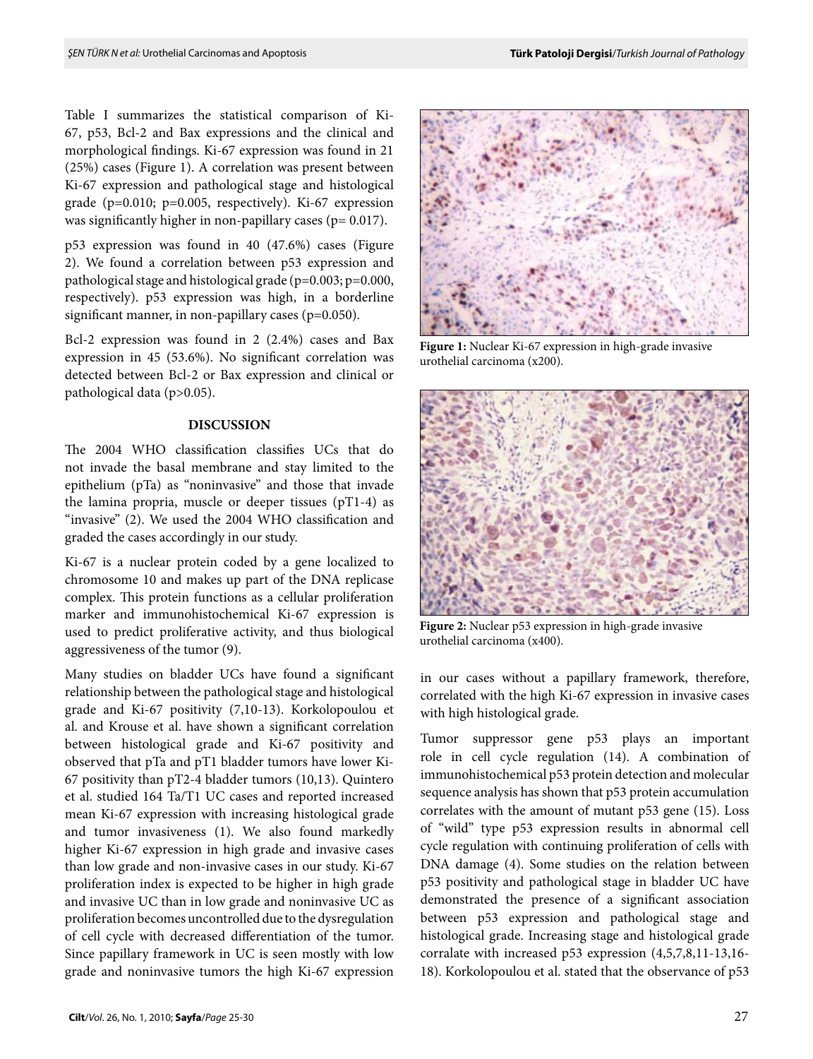Table I summarizes the statistical comparison of Ki-67, p53, Bcl-2 and Bax expressions and the clinical and morphological findings. Ki-67 expression was found in 21 (25%) cases (Figure 1). A correlation was present between Ki-67 expression and pathological stage and histological grade (p=0.010; p=0.005, respectively). Ki-67 expression was significantly higher in non-papillary cases (p= 0.017).

p53 expression was found in 40 (47.6%) cases (Figure 2). We found a correlation between p53 expression and pathological stage and histological grade (p=0.003; p=0.000, respectively). p53 expression was high, in a borderline significant manner, in non-papillary cases (p=0.050).

Bcl-2 expression was found in 2 (2.4%) cases and Bax expression in 45 (53.6%). No significant correlation was detected between Bcl-2 or Bax expression and clinical or pathological data (p>0.05).

**Figure 1:** Nuclear Ki-67 expression in high-grade invasive urothelial carcinoma (x200).

**Figure 2:** Nuclear p53 expression in high-grade invasive urothelial carcinoma (x400).

## DISCUSSION

The 2004 WHO classification classifies UCs that do not invade the basal membrane and stay limited to the epithelium (pTa) as "noninvasive" and those that invade the lamina propria, muscle or deeper tissues (pT1-4) as "invasive" (2). We used the 2004 WHO classification and graded the cases accordingly in our study.

Ki-67 is a nuclear protein coded by a gene localized to chromosome 10 and makes up part of the DNA replicase complex. This protein functions as a cellular proliferation marker and immunohistochemical Ki-67 expression is used to predict proliferative activity, and thus biological aggressiveness of the tumor (9).

Many studies on bladder UCs have found a significant relationship between the pathological stage and histological grade and Ki-67 positivity (7,10-13). Korkolopoulou et al. and Krouse et al. have shown a significant correlation between histological grade and Ki-67 positivity and observed that pTa and pT1 bladder tumors have lower Ki-67 positivity than pT2-4 bladder tumors (10,13). Quintero et al. studied 164 Ta/T1 UC cases and reported increased mean Ki-67 expression with increasing histological grade and tumor invasiveness (1). We also found markedly higher Ki-67 expression in high grade and invasive cases than low grade and non-invasive cases in our study. Ki-67 proliferation index is expected to be higher in high grade and invasive UC than in low grade and noninvasive UC as proliferation becomes uncontrolled due to the dysregulation of cell cycle with decreased differentiation of the tumor. Since papillary framework in UC is seen mostly with low grade and noninvasive tumors the high Ki-67 expression in our cases without a papillary framework, therefore, correlated with the high Ki-67 expression in invasive cases with high histological grade.

Tumor suppressor gene p53 plays an important role in cell cycle regulation (14). A combination of immunohistochemical p53 protein detection and molecular sequence analysis has shown that p53 protein accumulation correlates with the amount of mutant p53 gene (15). Loss of "wild" type p53 expression results in abnormal cell cycle regulation with continuing proliferation of cells with DNA damage (4). Some studies on the relation between p53 positivity and pathological stage in bladder UC have demonstrated the presence of a significant association between p53 expression and pathological stage and histological grade. Increasing stage and histological grade corralate with increased p53 expression (4,5,7,8,11-13,16-18). Korkolopoulou et al. stated that the observance of p53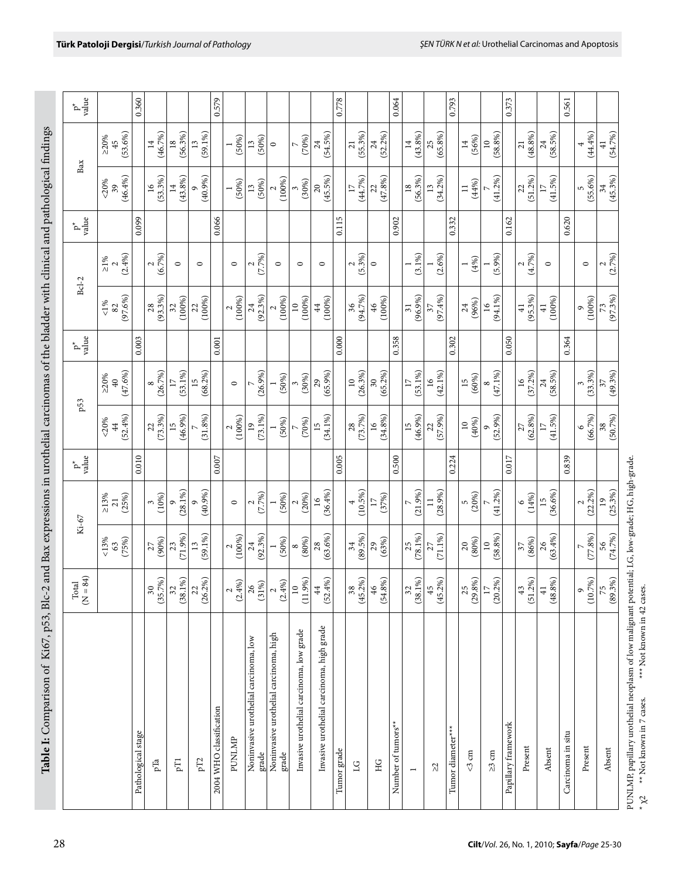**Table I:** Comparison of Ki67, p53, Blc-2 and Bax expressions in urothelial carcinomas of the bladder with clinical and pathological findings

| | Total (N = 84) | Ki-67 | | P* value | p53 | | P* value | Bcl-2 | | P* value | Bax | | P* value |
|---|---|---|---|---|---|---|---|---|---|---|---|---|---|
| | | <13% 63 (75%) | ≥13% 21 (25%) | | <20% 44 (52.4%) | ≥20% 40 (47.6%) | | <1% 82 (97.6%) | ≥1% 2 (2.4%) | | <20% 39 (46.4%) | ≥20% 45 (53.6%) | |
| Pathological stage | | | | 0.010 | | | 0.003 | | | 0.099 | | | 0.360 |
| pTa | 30 (35.7%) | 27 (90%) | 3 (10%) | | 22 (73.3%) | 8 (26.7%) | | 28 (93.3%) | 2 (6.7%) | | 16 (53.3%) | 14 (46.7%) | |
| pT1 | 32 (38.1%) | 23 (71.9%) | 9 (28.1%) | | 15 (46.9%) | 17 (53.1%) | | 32 (100%) | 0 | | 14 (43.8%) | 18 (56.3%) | |
| pT2 | 22 (26.2%) | 13 (59.1%) | 9 (40.9%) | | 7 (31.8%) | 15 (68.2%) | | 22 (100%) | 0 | | 9 (40.9%) | 13 (59.1%) | |
| 2004 WHO classification | | | | 0.007 | | | 0.001 | | | 0.066 | | | 0.579 |
| PUNLMP | 2 (2.4%) | 2 (100%) | 0 | | 2 (100%) | 0 | | 2 (100%) | 0 | | 1 (50%) | 1 (50%) | |
| Noninvasive urothelial carcinoma, low grade | 26 (31%) | 24 (92.3%) | 2 (7.7%) | | 19 (73.1%) | 7 (26.9%) | | 24 (92.3%) | 2 (7.7%) | | 13 (50%) | 13 (50%) | |
| Noninvasive urothelial carcinoma, high grade | 2 (2.4%) | 1 (50%) | 1 (50%) | | 1 (50%) | 1 (50%) | | 2 (100%) | 0 | | 2 (100%) | 0 | |
| Invasive urothelial carcinoma, low grade | 10 (11.9%) | 8 (80%) | 2 (20%) | | 7 (70%) | 3 (30%) | | 10 (100%) | 0 | | 3 (30%) | 7 (70%) | |
| Invasive urothelial carcinoma, high grade | 44 (52.4%) | 28 (63.6%) | 16 (36.4%) | | 15 (34.1%) | 29 (65.9%) | | 44 (100%) | 0 | | 20 (45.5%) | 24 (54.5%) | |
| Tumor grade | | | | 0.005 | | | 0.000 | | | 0.115 | | | 0.778 |
| LG | 38 (45.2%) | 34 (89.5%) | 4 (10.5%) | | 28 (73.7%) | 10 (26.3%) | | 36 (94.7%) | 2 (5.3%) | | 17 (44.7%) | 21 (55.3%) | |
| HG | 46 (54.8%) | 29 (63%) | 17 (37%) | | 16 (34.8%) | 30 (65.2%) | | 46 (100%) | 0 | | 22 (47.8%) | 24 (52.2%) | |
| Number of tumors** | | | | 0.500 | | | 0.358 | | | 0.902 | | | 0.064 |
| 1 | 32 (38.1%) | 25 (78.1%) | 7 (21.9%) | | 15 (46.9%) | 17 (53.1%) | | 31 (96.9%) | 1 (3.1%) | | 18 (56.3%) | 14 (43.8%) | |
| ≥2 | 45 (45.2%) | 27 (71.1%) | 11 (28.9%) | | 22 (57.9%) | 16 (42.1%) | | 37 (97.4%) | 1 (2.6%) | | 13 (34.2%) | 25 (65.8%) | |
| Tumor diameter*** | | | | 0.224 | | | 0.302 | | | 0.332 | | | 0.793 |
| <3 cm | 25 (29.8%) | 20 (80%) | 5 (20%) | | 10 (40%) | 15 (60%) | | 24 (96%) | 1 (4%) | | 11 (44%) | 14 (56%) | |
| ≥3 cm | 17 (20.2%) | 10 (58.8%) | 7 (41.2%) | | 9 (52.9%) | 8 (47.1%) | | 16 (94.1%) | 1 (5.9%) | | 7 (41.2%) | 10 (58.8%) | |
| Papillary framework | | | | 0.017 | | | 0.050 | | | 0.162 | | | 0.373 |
| Present | 43 (51.2%) | 37 (86%) | 6 (14%) | | 27 (62.8%) | 16 (37.2%) | | 41 (95.3%) | 2 (4.7%) | | 22 (51.2%) | 21 (48.8%) | |
| Absent | 41 (48.8%) | 26 (63.4%) | 15 (36.6%) | | 17 (41.5%) | 24 (58.5%) | | 41 (100%) | 0 | | 17 (41.5%) | 24 (58.5%) | |
| Carcinoma in situ | | | | 0.839 | | | 0.364 | | | 0.620 | | | 0.561 |
| Present | 9 (10.7%) | 7 (77.8%) | 2 (22.2%) | | 6 (66.7%) | 3 (33.3%) | | 9 (100%) | 0 | | 5 (55.6%) | 4 (44.4%) | |
| Absent | 75 (89.3%) | 56 (74.7%) | 19 (25.3%) | | 38 (50.7%) | 37 (49.3%) | | 73 (97.3%) | 2 (2.7%) | | 34 (45.3%) | 41 (54.7%) | |

PUNLMP, papillary urothelial neoplasm of low malignant potential; LG, low-grade; HG, high-grade.
* $\chi 2$ ** Not known in 7 cases. *** Not known in 42 cases.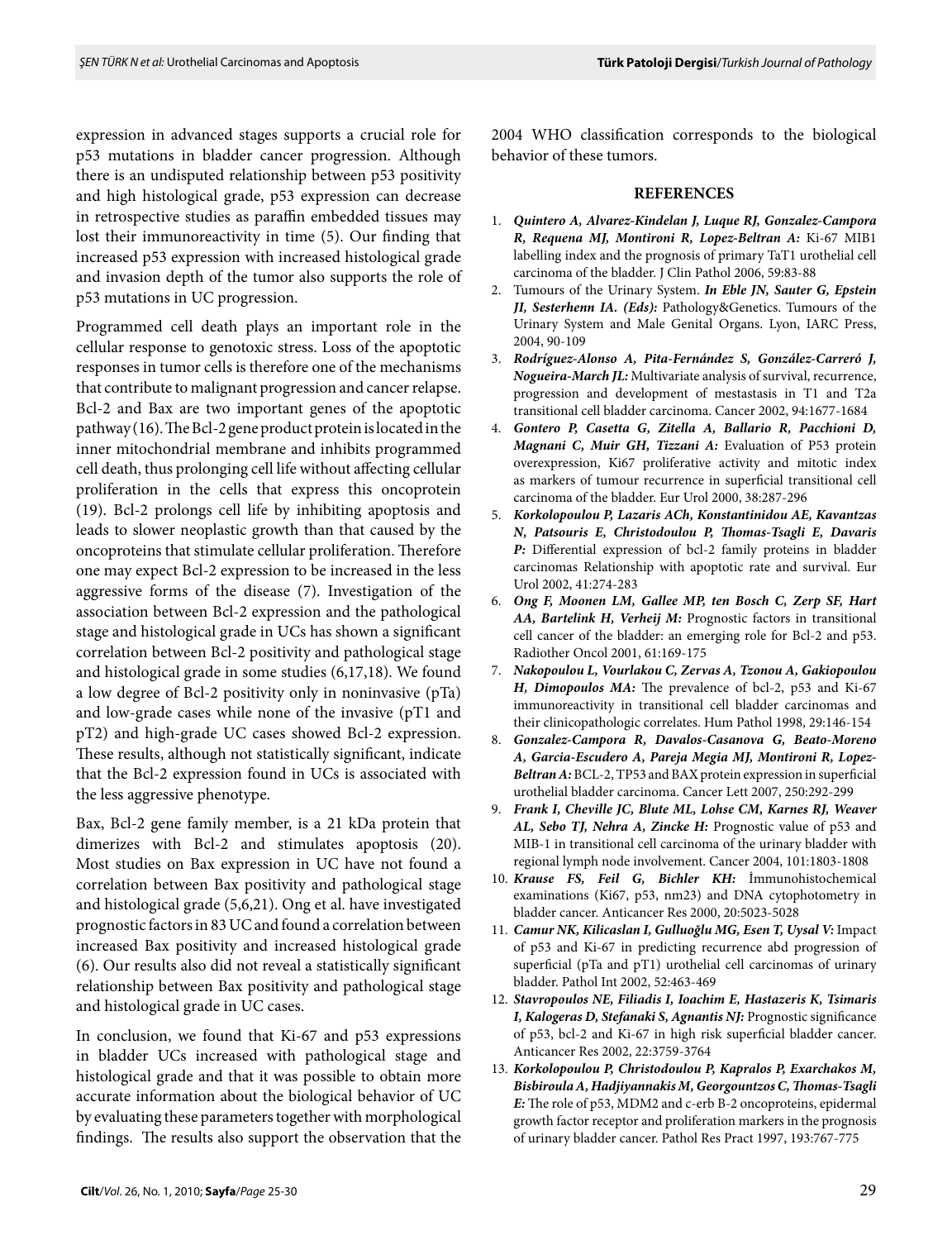expression in advanced stages supports a crucial role for p53 mutations in bladder cancer progression. Although there is an undisputed relationship between p53 positivity and high histological grade, p53 expression can decrease in retrospective studies as paraffin embedded tissues may lost their immunoreactivity in time (5). Our finding that increased p53 expression with increased histological grade and invasion depth of the tumor also supports the role of p53 mutations in UC progression.

Programmed cell death plays an important role in the cellular response to genotoxic stress. Loss of the apoptotic responses in tumor cells is therefore one of the mechanisms that contribute to malignant progression and cancer relapse. Bcl-2 and Bax are two important genes of the apoptotic pathway (16). The Bcl-2 gene product protein is located in the inner mitochondrial membrane and inhibits programmed cell death, thus prolonging cell life without affecting cellular proliferation in the cells that express this oncoprotein (19). Bcl-2 prolongs cell life by inhibiting apoptosis and leads to slower neoplastic growth than that caused by the oncoproteins that stimulate cellular proliferation. Therefore one may expect Bcl-2 expression to be increased in the less aggressive forms of the disease (7). Investigation of the association between Bcl-2 expression and the pathological stage and histological grade in UCs has shown a significant correlation between Bcl-2 positivity and pathological stage and histological grade in some studies (6,17,18). We found a low degree of Bcl-2 positivity only in noninvasive (pTa) and low-grade cases while none of the invasive (pT1 and pT2) and high-grade UC cases showed Bcl-2 expression. These results, although not statistically significant, indicate that the Bcl-2 expression found in UCs is associated with the less aggressive phenotype.

Bax, Bcl-2 gene family member, is a 21 kDa protein that dimerizes with Bcl-2 and stimulates apoptosis (20). Most studies on Bax expression in UC have not found a correlation between Bax positivity and pathological stage and histological grade (5,6,21). Ong et al. have investigated prognostic factors in 83 UC and found a correlation between increased Bax positivity and increased histological grade (6). Our results also did not reveal a statistically significant relationship between Bax positivity and pathological stage and histological grade in UC cases.

In conclusion, we found that Ki-67 and p53 expressions in bladder UCs increased with pathological stage and histological grade and that it was possible to obtain more accurate information about the biological behavior of UC by evaluating these parameters together with morphological findings. The results also support the observation that the 2004 WHO classification corresponds to the biological behavior of these tumors.

## REFERENCES

1. ***Quintero A, Alvarez-Kindelan J, Luque RJ, Gonzalez-Campora R, Requena MJ, Montironi R, Lopez-Beltran A:*** Ki-67 MIB1 labelling index and the prognosis of primary TaT1 urothelial cell carcinoma of the bladder. J Clin Pathol 2006, 59:83-88
2. Tumours of the Urinary System. ***In Eble JN, Sauter G, Epstein JI, Sesterhenn IA. (Eds):*** Pathology&Genetics. Tumours of the Urinary System and Male Genital Organs. Lyon, IARC Press, 2004, 90-109
3. ***Rodríguez-Alonso A, Pita-Fernández S, González-Carreró J, Nogueira-March JL:*** Multivariate analysis of survival, recurrence, progression and development of mestastasis in T1 and T2a transitional cell bladder carcinoma. Cancer 2002, 94:1677-1684
4. ***Gontero P, Casetta G, Zitella A, Ballario R, Pacchioni D, Magnani C, Muir GH, Tizzani A:*** Evaluation of P53 protein overexpression, Ki67 proliferative activity and mitotic index as markers of tumour recurrence in superficial transitional cell carcinoma of the bladder. Eur Urol 2000, 38:287-296
5. ***Korkolopoulou P, Lazaris ACh, Konstantinidou AE, Kavantzas N, Patsouris E, Christodoulou P, Thomas-Tsagli E, Davaris P:*** Differential expression of bcl-2 family proteins in bladder carcinomas Relationship with apoptotic rate and survival. Eur Urol 2002, 41:274-283
6. ***Ong F, Moonen LM, Gallee MP, ten Bosch C, Zerp SF, Hart AA, Bartelink H, Verheij M:*** Prognostic factors in transitional cell cancer of the bladder: an emerging role for Bcl-2 and p53. Radiother Oncol 2001, 61:169-175
7. ***Nakopoulou L, Vourlakou C, Zervas A, Tzonou A, Gakiopoulou H, Dimopoulos MA:*** The prevalence of bcl-2, p53 and Ki-67 immunoreactivity in transitional cell bladder carcinomas and their clinicopathologic correlates. Hum Pathol 1998, 29:146-154
8. ***Gonzalez-Campora R, Davalos-Casanova G, Beato-Moreno A, Garcia-Escudero A, Pareja Megia MJ, Montironi R, Lopez-Beltran A:*** BCL-2, TP53 and BAX protein expression in superficial urothelial bladder carcinoma. Cancer Lett 2007, 250:292-299
9. ***Frank I, Cheville JC, Blute ML, Lohse CM, Karnes RJ, Weaver AL, Sebo TJ, Nehra A, Zincke H:*** Prognostic value of p53 and MIB-1 in transitional cell carcinoma of the urinary bladder with regional lymph node involvement. Cancer 2004, 101:1803-1808
10. ***Krause FS, Feil G, Bichler KH:*** İmmunohistochemical examinations (Ki67, p53, nm23) and DNA cytophotometry in bladder cancer. Anticancer Res 2000, 20:5023-5028
11. ***Camur NK, Kilicaslan I, Gulluoğlu MG, Esen T, Uysal V:*** Impact of p53 and Ki-67 in predicting recurrence abd progression of superficial (pTa and pT1) urothelial cell carcinomas of urinary bladder. Pathol Int 2002, 52:463-469
12. ***Stavropoulos NE, Filiadis I, Ioachim E, Hastazeris K, Tsimaris I, Kalogeras D, Stefanaki S, Agnantis NJ:*** Prognostic significance of p53, bcl-2 and Ki-67 in high risk superficial bladder cancer. Anticancer Res 2002, 22:3759-3764
13. ***Korkolopoulou P, Christodoulou P, Kapralos P, Exarchakos M, Bisbiroula A, Hadjiyannakis M, Georgountzos C, Thomas-Tsagli E:*** The role of p53, MDM2 and c-erb B-2 oncoproteins, epidermal growth factor receptor and proliferation markers in the prognosis of urinary bladder cancer. Pathol Res Pract 1997, 193:767-775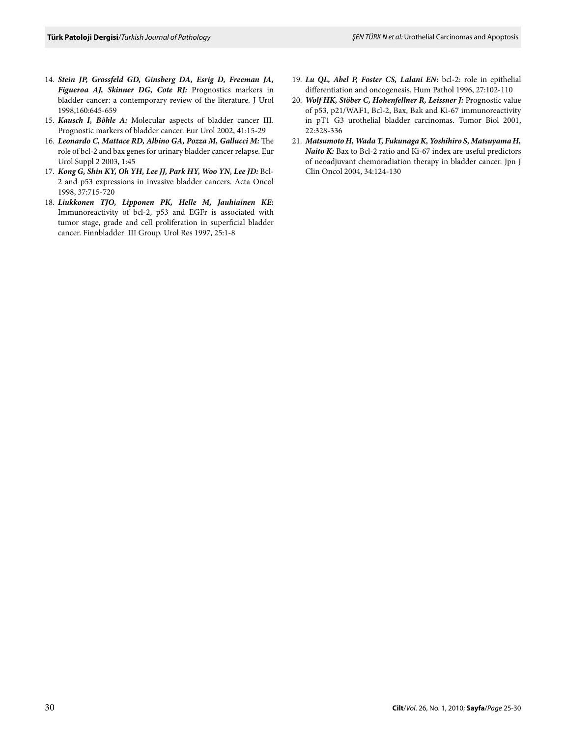14. ***Stein JP, Grossfeld GD, Ginsberg DA, Esrig D, Freeman JA, Figueroa AJ, Skinner DG, Cote RJ:*** Prognostics markers in bladder cancer: a contemporary review of the literature. J Urol 1998,160:645-659
15. ***Kausch I, Böhle A:*** Molecular aspects of bladder cancer III. Prognostic markers of bladder cancer. Eur Urol 2002, 41:15-29
16. ***Leonardo C, Mattace RD, Albino GA, Pozza M, Gallucci M:*** The role of bcl-2 and bax genes for urinary bladder cancer relapse. Eur Urol Suppl 2 2003, 1:45
17. ***Kong G, Shin KY, Oh YH, Lee JJ, Park HY, Woo YN, Lee JD:*** Bcl-2 and p53 expressions in invasive bladder cancers. Acta Oncol 1998, 37:715-720
18. ***Liukkonen TJO, Lipponen PK, Helle M, Jauhiainen KE:*** Immunoreactivity of bcl-2, p53 and EGFr is associated with tumor stage, grade and cell proliferation in superficial bladder cancer. Finnbladder III Group. Urol Res 1997, 25:1-8
19. ***Lu QL, Abel P, Foster CS, Lalani EN:*** bcl-2: role in epithelial differentiation and oncogenesis. Hum Pathol 1996, 27:102-110
20. ***Wolf HK, Stöber C, Hohenfellner R, Leissner J:*** Prognostic value of p53, p21/WAF1, Bcl-2, Bax, Bak and Ki-67 immunoreactivity in pT1 G3 urothelial bladder carcinomas. Tumor Biol 2001, 22:328-336
21. ***Matsumoto H, Wada T, Fukunaga K, Yoshihiro S, Matsuyama H, Naito K:*** Bax to Bcl-2 ratio and Ki-67 index are useful predictors of neoadjuvant chemoradiation therapy in bladder cancer. Jpn J Clin Oncol 2004, 34:124-130